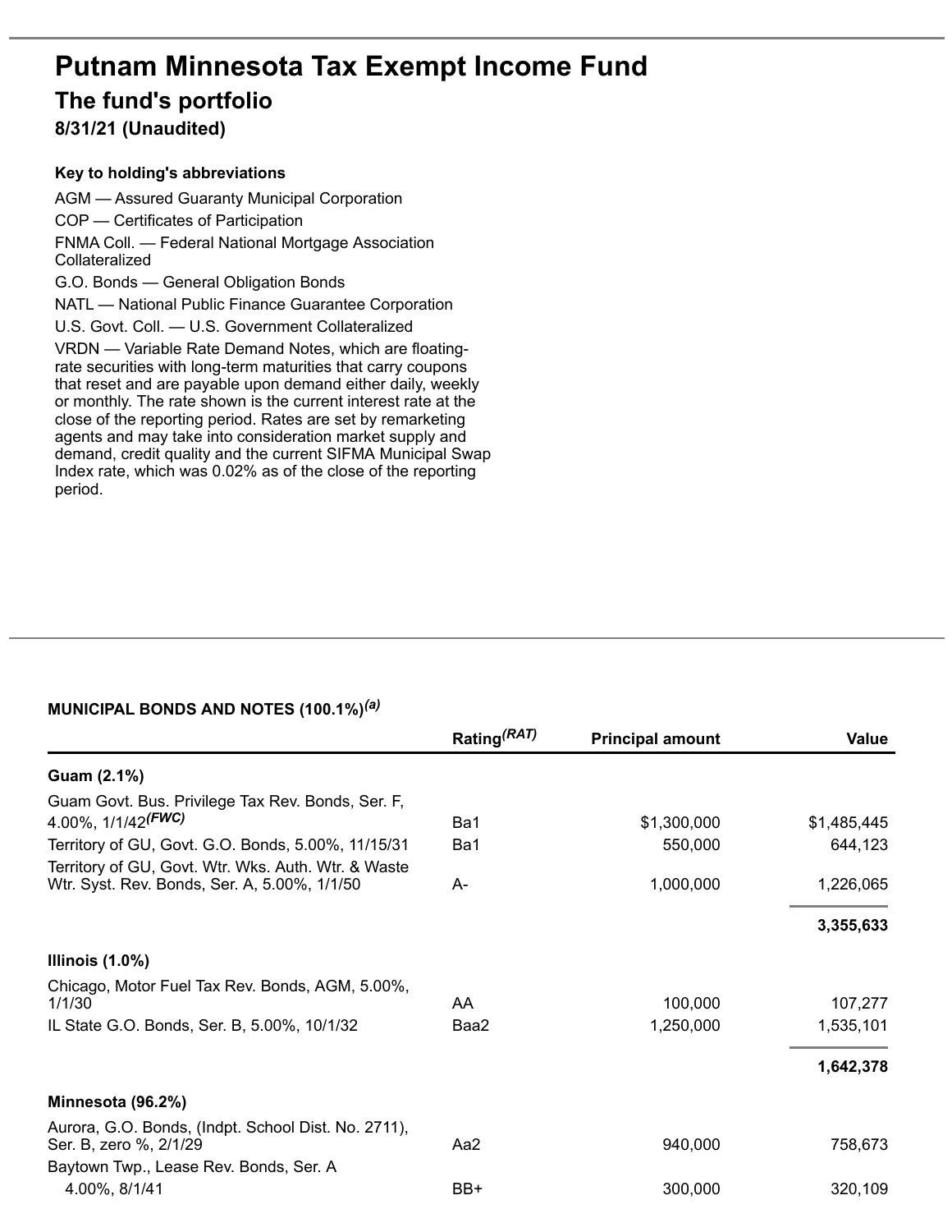# Putnam Minnesota Tax Exempt Income Fund

## The fund's portfolio

### 8/31/21 (Unaudited)

**Key to holding's abbreviations**

AGM — Assured Guaranty Municipal Corporation

COP — Certificates of Participation

FNMA Coll. — Federal National Mortgage Association Collateralized

G.O. Bonds — General Obligation Bonds

NATL — National Public Finance Guarantee Corporation

U.S. Govt. Coll. — U.S. Government Collateralized

VRDN — Variable Rate Demand Notes, which are floating-rate securities with long-term maturities that carry coupons that reset and are payable upon demand either daily, weekly or monthly. The rate shown is the current interest rate at the close of the reporting period. Rates are set by remarketing agents and may take into consideration market supply and demand, credit quality and the current SIFMA Municipal Swap Index rate, which was 0.02% as of the close of the reporting period.

**MUNICIPAL BONDS AND NOTES (100.1%)*(a)***

| | Rating*(RAT)* | Principal amount | Value |
|---|---|---|---|
| **Guam (2.1%)** | | | |
| Guam Govt. Bus. Privilege Tax Rev. Bonds, Ser. F, 4.00%, 1/1/42*(FWC)* | Ba1 | $1,300,000 | $1,485,445 |
| Territory of GU, Govt. G.O. Bonds, 5.00%, 11/15/31 | Ba1 | 550,000 | 644,123 |
| Territory of GU, Govt. Wtr. Wks. Auth. Wtr. & Waste Wtr. Syst. Rev. Bonds, Ser. A, 5.00%, 1/1/50 | A- | 1,000,000 | 1,226,065 |
| | | | **3,355,633** |
| **Illinois (1.0%)** | | | |
| Chicago, Motor Fuel Tax Rev. Bonds, AGM, 5.00%, 1/1/30 | AA | 100,000 | 107,277 |
| IL State G.O. Bonds, Ser. B, 5.00%, 10/1/32 | Baa2 | 1,250,000 | 1,535,101 |
| | | | **1,642,378** |
| **Minnesota (96.2%)** | | | |
| Aurora, G.O. Bonds, (Indpt. School Dist. No. 2711), Ser. B, zero %, 2/1/29 | Aa2 | 940,000 | 758,673 |
| Baytown Twp., Lease Rev. Bonds, Ser. A | | | |
| 4.00%, 8/1/41 | BB+ | 300,000 | 320,109 |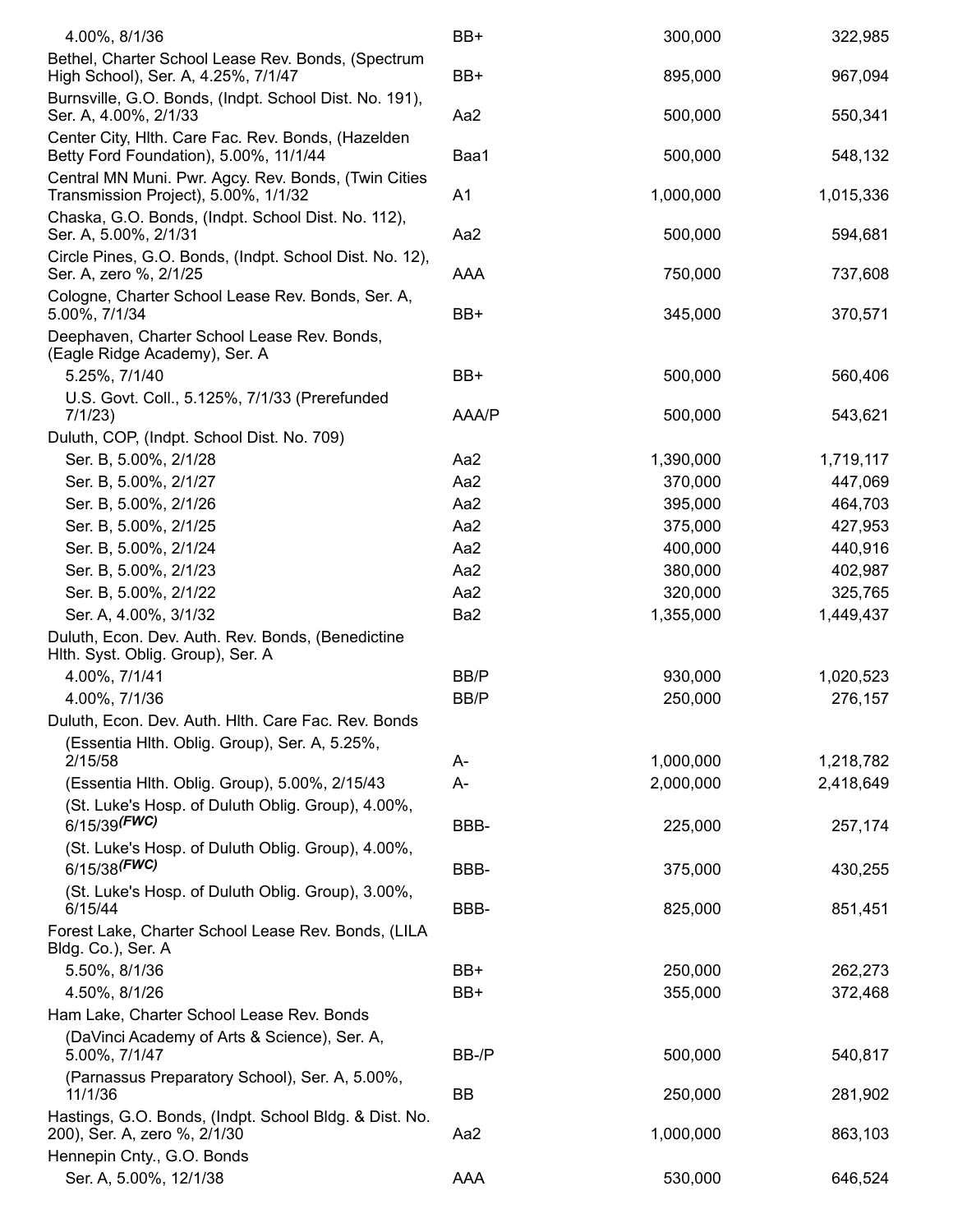| | | | |
|---|---|---|---|
| 4.00%, 8/1/36 | BB+ | 300,000 | 322,985 |
| Bethel, Charter School Lease Rev. Bonds, (Spectrum High School), Ser. A, 4.25%, 7/1/47 | BB+ | 895,000 | 967,094 |
| Burnsville, G.O. Bonds, (Indpt. School Dist. No. 191), Ser. A, 4.00%, 2/1/33 | Aa2 | 500,000 | 550,341 |
| Center City, Hlth. Care Fac. Rev. Bonds, (Hazelden Betty Ford Foundation), 5.00%, 11/1/44 | Baa1 | 500,000 | 548,132 |
| Central MN Muni. Pwr. Agcy. Rev. Bonds, (Twin Cities Transmission Project), 5.00%, 1/1/32 | A1 | 1,000,000 | 1,015,336 |
| Chaska, G.O. Bonds, (Indpt. School Dist. No. 112), Ser. A, 5.00%, 2/1/31 | Aa2 | 500,000 | 594,681 |
| Circle Pines, G.O. Bonds, (Indpt. School Dist. No. 12), Ser. A, zero %, 2/1/25 | AAA | 750,000 | 737,608 |
| Cologne, Charter School Lease Rev. Bonds, Ser. A, 5.00%, 7/1/34 | BB+ | 345,000 | 370,571 |
| Deephaven, Charter School Lease Rev. Bonds, (Eagle Ridge Academy), Ser. A | | | |
| 5.25%, 7/1/40 | BB+ | 500,000 | 560,406 |
| U.S. Govt. Coll., 5.125%, 7/1/33 (Prerefunded 7/1/23) | AAA/P | 500,000 | 543,621 |
| Duluth, COP, (Indpt. School Dist. No. 709) | | | |
| Ser. B, 5.00%, 2/1/28 | Aa2 | 1,390,000 | 1,719,117 |
| Ser. B, 5.00%, 2/1/27 | Aa2 | 370,000 | 447,069 |
| Ser. B, 5.00%, 2/1/26 | Aa2 | 395,000 | 464,703 |
| Ser. B, 5.00%, 2/1/25 | Aa2 | 375,000 | 427,953 |
| Ser. B, 5.00%, 2/1/24 | Aa2 | 400,000 | 440,916 |
| Ser. B, 5.00%, 2/1/23 | Aa2 | 380,000 | 402,987 |
| Ser. B, 5.00%, 2/1/22 | Aa2 | 320,000 | 325,765 |
| Ser. A, 4.00%, 3/1/32 | Ba2 | 1,355,000 | 1,449,437 |
| Duluth, Econ. Dev. Auth. Rev. Bonds, (Benedictine Hlth. Syst. Oblig. Group), Ser. A | | | |
| 4.00%, 7/1/41 | BB/P | 930,000 | 1,020,523 |
| 4.00%, 7/1/36 | BB/P | 250,000 | 276,157 |
| Duluth, Econ. Dev. Auth. Hlth. Care Fac. Rev. Bonds | | | |
| (Essentia Hlth. Oblig. Group), Ser. A, 5.25%, 2/15/58 | A- | 1,000,000 | 1,218,782 |
| (Essentia Hlth. Oblig. Group), 5.00%, 2/15/43 | A- | 2,000,000 | 2,418,649 |
| (St. Luke's Hosp. of Duluth Oblig. Group), 4.00%, 6/15/39 *(FWC)* | BBB- | 225,000 | 257,174 |
| (St. Luke's Hosp. of Duluth Oblig. Group), 4.00%, 6/15/38 *(FWC)* | BBB- | 375,000 | 430,255 |
| (St. Luke's Hosp. of Duluth Oblig. Group), 3.00%, 6/15/44 | BBB- | 825,000 | 851,451 |
| Forest Lake, Charter School Lease Rev. Bonds, (LILA Bldg. Co.), Ser. A | | | |
| 5.50%, 8/1/36 | BB+ | 250,000 | 262,273 |
| 4.50%, 8/1/26 | BB+ | 355,000 | 372,468 |
| Ham Lake, Charter School Lease Rev. Bonds | | | |
| (DaVinci Academy of Arts & Science), Ser. A, 5.00%, 7/1/47 | BB-/P | 500,000 | 540,817 |
| (Parnassus Preparatory School), Ser. A, 5.00%, 11/1/36 | BB | 250,000 | 281,902 |
| Hastings, G.O. Bonds, (Indpt. School Bldg. & Dist. No. 200), Ser. A, zero %, 2/1/30 | Aa2 | 1,000,000 | 863,103 |
| Hennepin Cnty., G.O. Bonds | | | |
| Ser. A, 5.00%, 12/1/38 | AAA | 530,000 | 646,524 |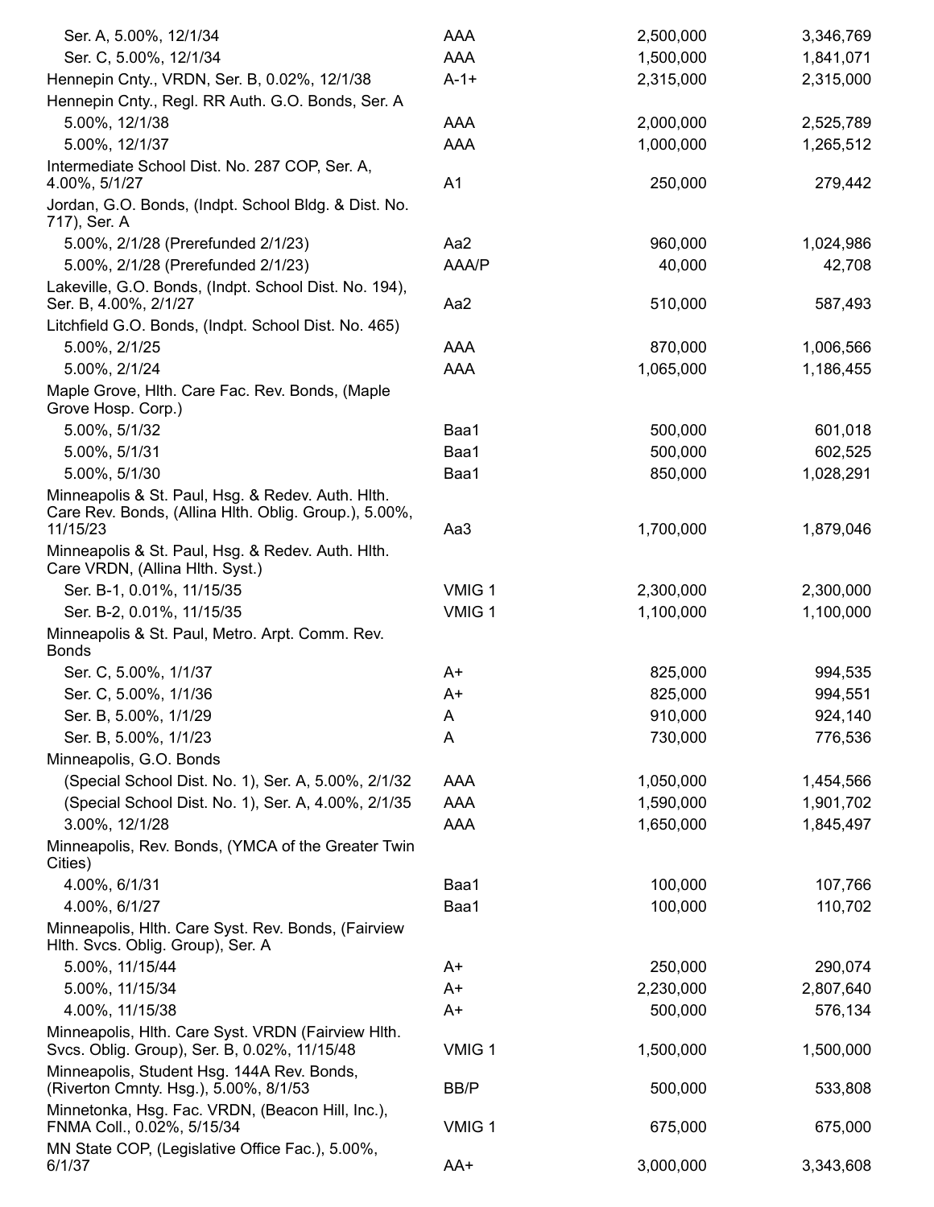| | | | |
|---|---|---|---|
| Ser. A, 5.00%, 12/1/34 | AAA | 2,500,000 | 3,346,769 |
| Ser. C, 5.00%, 12/1/34 | AAA | 1,500,000 | 1,841,071 |
| Hennepin Cnty., VRDN, Ser. B, 0.02%, 12/1/38 | A-1+ | 2,315,000 | 2,315,000 |
| Hennepin Cnty., Regl. RR Auth. G.O. Bonds, Ser. A | | | |
| 5.00%, 12/1/38 | AAA | 2,000,000 | 2,525,789 |
| 5.00%, 12/1/37 | AAA | 1,000,000 | 1,265,512 |
| Intermediate School Dist. No. 287 COP, Ser. A, 4.00%, 5/1/27 | A1 | 250,000 | 279,442 |
| Jordan, G.O. Bonds, (Indpt. School Bldg. & Dist. No. 717), Ser. A | | | |
| 5.00%, 2/1/28 (Prerefunded 2/1/23) | Aa2 | 960,000 | 1,024,986 |
| 5.00%, 2/1/28 (Prerefunded 2/1/23) | AAA/P | 40,000 | 42,708 |
| Lakeville, G.O. Bonds, (Indpt. School Dist. No. 194), Ser. B, 4.00%, 2/1/27 | Aa2 | 510,000 | 587,493 |
| Litchfield G.O. Bonds, (Indpt. School Dist. No. 465) | | | |
| 5.00%, 2/1/25 | AAA | 870,000 | 1,006,566 |
| 5.00%, 2/1/24 | AAA | 1,065,000 | 1,186,455 |
| Maple Grove, Hlth. Care Fac. Rev. Bonds, (Maple Grove Hosp. Corp.) | | | |
| 5.00%, 5/1/32 | Baa1 | 500,000 | 601,018 |
| 5.00%, 5/1/31 | Baa1 | 500,000 | 602,525 |
| 5.00%, 5/1/30 | Baa1 | 850,000 | 1,028,291 |
| Minneapolis & St. Paul, Hsg. & Redev. Auth. Hlth. Care Rev. Bonds, (Allina Hlth. Oblig. Group.), 5.00%, 11/15/23 | Aa3 | 1,700,000 | 1,879,046 |
| Minneapolis & St. Paul, Hsg. & Redev. Auth. Hlth. Care VRDN, (Allina Hlth. Syst.) | | | |
| Ser. B-1, 0.01%, 11/15/35 | VMIG 1 | 2,300,000 | 2,300,000 |
| Ser. B-2, 0.01%, 11/15/35 | VMIG 1 | 1,100,000 | 1,100,000 |
| Minneapolis & St. Paul, Metro. Arpt. Comm. Rev. Bonds | | | |
| Ser. C, 5.00%, 1/1/37 | A+ | 825,000 | 994,535 |
| Ser. C, 5.00%, 1/1/36 | A+ | 825,000 | 994,551 |
| Ser. B, 5.00%, 1/1/29 | A | 910,000 | 924,140 |
| Ser. B, 5.00%, 1/1/23 | A | 730,000 | 776,536 |
| Minneapolis, G.O. Bonds | | | |
| (Special School Dist. No. 1), Ser. A, 5.00%, 2/1/32 | AAA | 1,050,000 | 1,454,566 |
| (Special School Dist. No. 1), Ser. A, 4.00%, 2/1/35 | AAA | 1,590,000 | 1,901,702 |
| 3.00%, 12/1/28 | AAA | 1,650,000 | 1,845,497 |
| Minneapolis, Rev. Bonds, (YMCA of the Greater Twin Cities) | | | |
| 4.00%, 6/1/31 | Baa1 | 100,000 | 107,766 |
| 4.00%, 6/1/27 | Baa1 | 100,000 | 110,702 |
| Minneapolis, Hlth. Care Syst. Rev. Bonds, (Fairview Hlth. Svcs. Oblig. Group), Ser. A | | | |
| 5.00%, 11/15/44 | A+ | 250,000 | 290,074 |
| 5.00%, 11/15/34 | A+ | 2,230,000 | 2,807,640 |
| 4.00%, 11/15/38 | A+ | 500,000 | 576,134 |
| Minneapolis, Hlth. Care Syst. VRDN (Fairview Hlth. Svcs. Oblig. Group), Ser. B, 0.02%, 11/15/48 | VMIG 1 | 1,500,000 | 1,500,000 |
| Minneapolis, Student Hsg. 144A Rev. Bonds, (Riverton Cmnty. Hsg.), 5.00%, 8/1/53 | BB/P | 500,000 | 533,808 |
| Minnetonka, Hsg. Fac. VRDN, (Beacon Hill, Inc.), FNMA Coll., 0.02%, 5/15/34 | VMIG 1 | 675,000 | 675,000 |
| MN State COP, (Legislative Office Fac.), 5.00%, 6/1/37 | AA+ | 3,000,000 | 3,343,608 |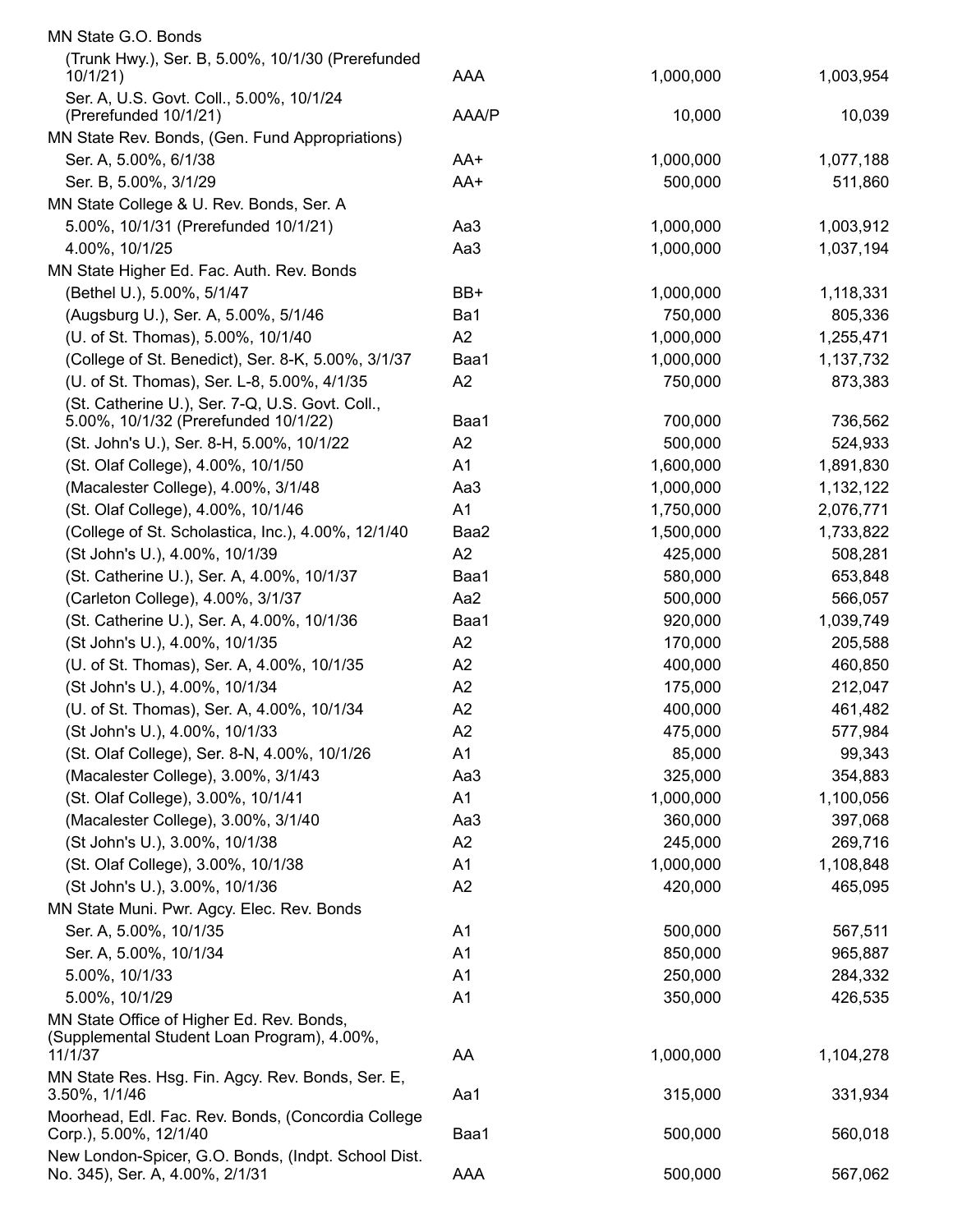| | | | |
|---|---|---|---|
| MN State G.O. Bonds | | | |
| (Trunk Hwy.), Ser. B, 5.00%, 10/1/30 (Prerefunded 10/1/21) | AAA | 1,000,000 | 1,003,954 |
| Ser. A, U.S. Govt. Coll., 5.00%, 10/1/24 (Prerefunded 10/1/21) | AAA/P | 10,000 | 10,039 |
| MN State Rev. Bonds, (Gen. Fund Appropriations) | | | |
| Ser. A, 5.00%, 6/1/38 | AA+ | 1,000,000 | 1,077,188 |
| Ser. B, 5.00%, 3/1/29 | AA+ | 500,000 | 511,860 |
| MN State College & U. Rev. Bonds, Ser. A | | | |
| 5.00%, 10/1/31 (Prerefunded 10/1/21) | Aa3 | 1,000,000 | 1,003,912 |
| 4.00%, 10/1/25 | Aa3 | 1,000,000 | 1,037,194 |
| MN State Higher Ed. Fac. Auth. Rev. Bonds | | | |
| (Bethel U.), 5.00%, 5/1/47 | BB+ | 1,000,000 | 1,118,331 |
| (Augsburg U.), Ser. A, 5.00%, 5/1/46 | Ba1 | 750,000 | 805,336 |
| (U. of St. Thomas), 5.00%, 10/1/40 | A2 | 1,000,000 | 1,255,471 |
| (College of St. Benedict), Ser. 8-K, 5.00%, 3/1/37 | Baa1 | 1,000,000 | 1,137,732 |
| (U. of St. Thomas), Ser. L-8, 5.00%, 4/1/35 | A2 | 750,000 | 873,383 |
| (St. Catherine U.), Ser. 7-Q, U.S. Govt. Coll., 5.00%, 10/1/32 (Prerefunded 10/1/22) | Baa1 | 700,000 | 736,562 |
| (St. John's U.), Ser. 8-H, 5.00%, 10/1/22 | A2 | 500,000 | 524,933 |
| (St. Olaf College), 4.00%, 10/1/50 | A1 | 1,600,000 | 1,891,830 |
| (Macalester College), 4.00%, 3/1/48 | Aa3 | 1,000,000 | 1,132,122 |
| (St. Olaf College), 4.00%, 10/1/46 | A1 | 1,750,000 | 2,076,771 |
| (College of St. Scholastica, Inc.), 4.00%, 12/1/40 | Baa2 | 1,500,000 | 1,733,822 |
| (St John's U.), 4.00%, 10/1/39 | A2 | 425,000 | 508,281 |
| (St. Catherine U.), Ser. A, 4.00%, 10/1/37 | Baa1 | 580,000 | 653,848 |
| (Carleton College), 4.00%, 3/1/37 | Aa2 | 500,000 | 566,057 |
| (St. Catherine U.), Ser. A, 4.00%, 10/1/36 | Baa1 | 920,000 | 1,039,749 |
| (St John's U.), 4.00%, 10/1/35 | A2 | 170,000 | 205,588 |
| (U. of St. Thomas), Ser. A, 4.00%, 10/1/35 | A2 | 400,000 | 460,850 |
| (St John's U.), 4.00%, 10/1/34 | A2 | 175,000 | 212,047 |
| (U. of St. Thomas), Ser. A, 4.00%, 10/1/34 | A2 | 400,000 | 461,482 |
| (St John's U.), 4.00%, 10/1/33 | A2 | 475,000 | 577,984 |
| (St. Olaf College), Ser. 8-N, 4.00%, 10/1/26 | A1 | 85,000 | 99,343 |
| (Macalester College), 3.00%, 3/1/43 | Aa3 | 325,000 | 354,883 |
| (St. Olaf College), 3.00%, 10/1/41 | A1 | 1,000,000 | 1,100,056 |
| (Macalester College), 3.00%, 3/1/40 | Aa3 | 360,000 | 397,068 |
| (St John's U.), 3.00%, 10/1/38 | A2 | 245,000 | 269,716 |
| (St. Olaf College), 3.00%, 10/1/38 | A1 | 1,000,000 | 1,108,848 |
| (St John's U.), 3.00%, 10/1/36 | A2 | 420,000 | 465,095 |
| MN State Muni. Pwr. Agcy. Elec. Rev. Bonds | | | |
| Ser. A, 5.00%, 10/1/35 | A1 | 500,000 | 567,511 |
| Ser. A, 5.00%, 10/1/34 | A1 | 850,000 | 965,887 |
| 5.00%, 10/1/33 | A1 | 250,000 | 284,332 |
| 5.00%, 10/1/29 | A1 | 350,000 | 426,535 |
| MN State Office of Higher Ed. Rev. Bonds, (Supplemental Student Loan Program), 4.00%, 11/1/37 | AA | 1,000,000 | 1,104,278 |
| MN State Res. Hsg. Fin. Agcy. Rev. Bonds, Ser. E, 3.50%, 1/1/46 | Aa1 | 315,000 | 331,934 |
| Moorhead, Edl. Fac. Rev. Bonds, (Concordia College Corp.), 5.00%, 12/1/40 | Baa1 | 500,000 | 560,018 |
| New London-Spicer, G.O. Bonds, (Indpt. School Dist. No. 345), Ser. A, 4.00%, 2/1/31 | AAA | 500,000 | 567,062 |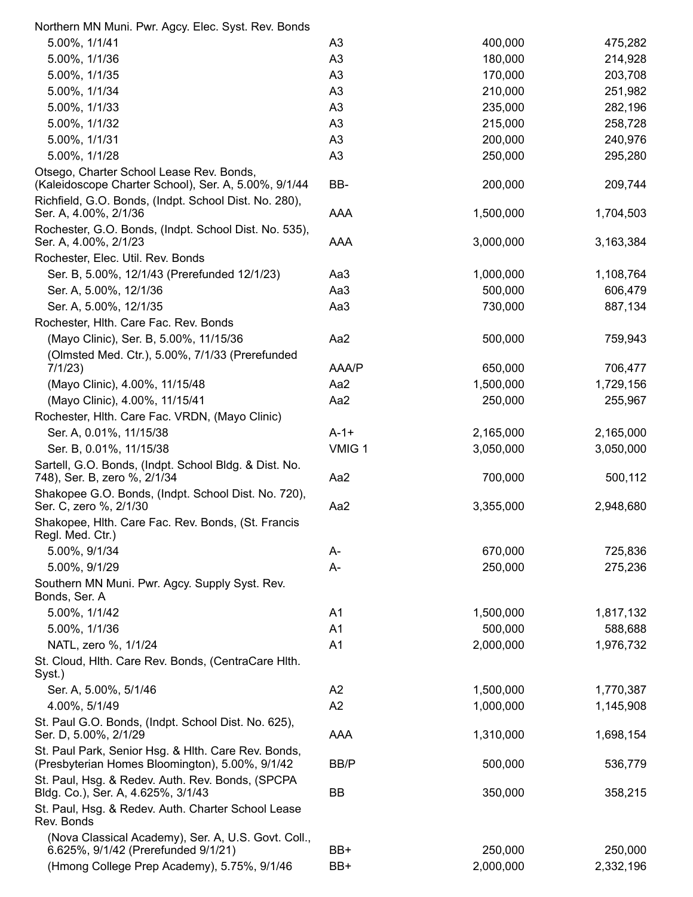| | | | |
|---|---|---|---|
| Northern MN Muni. Pwr. Agcy. Elec. Syst. Rev. Bonds | | | |
| 5.00%, 1/1/41 | A3 | 400,000 | 475,282 |
| 5.00%, 1/1/36 | A3 | 180,000 | 214,928 |
| 5.00%, 1/1/35 | A3 | 170,000 | 203,708 |
| 5.00%, 1/1/34 | A3 | 210,000 | 251,982 |
| 5.00%, 1/1/33 | A3 | 235,000 | 282,196 |
| 5.00%, 1/1/32 | A3 | 215,000 | 258,728 |
| 5.00%, 1/1/31 | A3 | 200,000 | 240,976 |
| 5.00%, 1/1/28 | A3 | 250,000 | 295,280 |
| Otsego, Charter School Lease Rev. Bonds, (Kaleidoscope Charter School), Ser. A, 5.00%, 9/1/44 | BB- | 200,000 | 209,744 |
| Richfield, G.O. Bonds, (Indpt. School Dist. No. 280), Ser. A, 4.00%, 2/1/36 | AAA | 1,500,000 | 1,704,503 |
| Rochester, G.O. Bonds, (Indpt. School Dist. No. 535), Ser. A, 4.00%, 2/1/23 | AAA | 3,000,000 | 3,163,384 |
| Rochester, Elec. Util. Rev. Bonds | | | |
| Ser. B, 5.00%, 12/1/43 (Prerefunded 12/1/23) | Aa3 | 1,000,000 | 1,108,764 |
| Ser. A, 5.00%, 12/1/36 | Aa3 | 500,000 | 606,479 |
| Ser. A, 5.00%, 12/1/35 | Aa3 | 730,000 | 887,134 |
| Rochester, Hlth. Care Fac. Rev. Bonds | | | |
| (Mayo Clinic), Ser. B, 5.00%, 11/15/36 | Aa2 | 500,000 | 759,943 |
| (Olmsted Med. Ctr.), 5.00%, 7/1/33 (Prerefunded 7/1/23) | AAA/P | 650,000 | 706,477 |
| (Mayo Clinic), 4.00%, 11/15/48 | Aa2 | 1,500,000 | 1,729,156 |
| (Mayo Clinic), 4.00%, 11/15/41 | Aa2 | 250,000 | 255,967 |
| Rochester, Hlth. Care Fac. VRDN, (Mayo Clinic) | | | |
| Ser. A, 0.01%, 11/15/38 | A-1+ | 2,165,000 | 2,165,000 |
| Ser. B, 0.01%, 11/15/38 | VMIG 1 | 3,050,000 | 3,050,000 |
| Sartell, G.O. Bonds, (Indpt. School Bldg. & Dist. No. 748), Ser. B, zero %, 2/1/34 | Aa2 | 700,000 | 500,112 |
| Shakopee G.O. Bonds, (Indpt. School Dist. No. 720), Ser. C, zero %, 2/1/30 | Aa2 | 3,355,000 | 2,948,680 |
| Shakopee, Hlth. Care Fac. Rev. Bonds, (St. Francis Regl. Med. Ctr.) | | | |
| 5.00%, 9/1/34 | A- | 670,000 | 725,836 |
| 5.00%, 9/1/29 | A- | 250,000 | 275,236 |
| Southern MN Muni. Pwr. Agcy. Supply Syst. Rev. Bonds, Ser. A | | | |
| 5.00%, 1/1/42 | A1 | 1,500,000 | 1,817,132 |
| 5.00%, 1/1/36 | A1 | 500,000 | 588,688 |
| NATL, zero %, 1/1/24 | A1 | 2,000,000 | 1,976,732 |
| St. Cloud, Hlth. Care Rev. Bonds, (CentraCare Hlth. Syst.) | | | |
| Ser. A, 5.00%, 5/1/46 | A2 | 1,500,000 | 1,770,387 |
| 4.00%, 5/1/49 | A2 | 1,000,000 | 1,145,908 |
| St. Paul G.O. Bonds, (Indpt. School Dist. No. 625), Ser. D, 5.00%, 2/1/29 | AAA | 1,310,000 | 1,698,154 |
| St. Paul Park, Senior Hsg. & Hlth. Care Rev. Bonds, (Presbyterian Homes Bloomington), 5.00%, 9/1/42 | BB/P | 500,000 | 536,779 |
| St. Paul, Hsg. & Redev. Auth. Rev. Bonds, (SPCPA Bldg. Co.), Ser. A, 4.625%, 3/1/43 | BB | 350,000 | 358,215 |
| St. Paul, Hsg. & Redev. Auth. Charter School Lease Rev. Bonds | | | |
| (Nova Classical Academy), Ser. A, U.S. Govt. Coll., 6.625%, 9/1/42 (Prerefunded 9/1/21) | BB+ | 250,000 | 250,000 |
| (Hmong College Prep Academy), 5.75%, 9/1/46 | BB+ | 2,000,000 | 2,332,196 |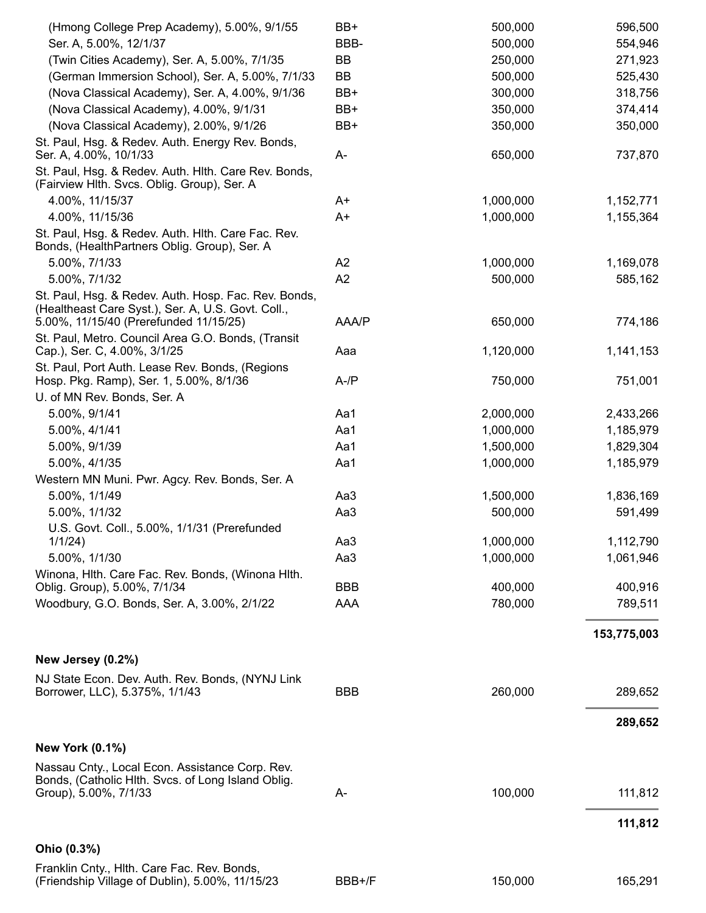| | | | |
|---|---|---|---|
| (Hmong College Prep Academy), 5.00%, 9/1/55 | BB+ | 500,000 | 596,500 |
| Ser. A, 5.00%, 12/1/37 | BBB- | 500,000 | 554,946 |
| (Twin Cities Academy), Ser. A, 5.00%, 7/1/35 | BB | 250,000 | 271,923 |
| (German Immersion School), Ser. A, 5.00%, 7/1/33 | BB | 500,000 | 525,430 |
| (Nova Classical Academy), Ser. A, 4.00%, 9/1/36 | BB+ | 300,000 | 318,756 |
| (Nova Classical Academy), 4.00%, 9/1/31 | BB+ | 350,000 | 374,414 |
| (Nova Classical Academy), 2.00%, 9/1/26 | BB+ | 350,000 | 350,000 |
| St. Paul, Hsg. & Redev. Auth. Energy Rev. Bonds, Ser. A, 4.00%, 10/1/33 | A- | 650,000 | 737,870 |
| St. Paul, Hsg. & Redev. Auth. Hlth. Care Rev. Bonds, (Fairview Hlth. Svcs. Oblig. Group), Ser. A | | | |
| 4.00%, 11/15/37 | A+ | 1,000,000 | 1,152,771 |
| 4.00%, 11/15/36 | A+ | 1,000,000 | 1,155,364 |
| St. Paul, Hsg. & Redev. Auth. Hlth. Care Fac. Rev. Bonds, (HealthPartners Oblig. Group), Ser. A | | | |
| 5.00%, 7/1/33 | A2 | 1,000,000 | 1,169,078 |
| 5.00%, 7/1/32 | A2 | 500,000 | 585,162 |
| St. Paul, Hsg. & Redev. Auth. Hosp. Fac. Rev. Bonds, (Healtheast Care Syst.), Ser. A, U.S. Govt. Coll., 5.00%, 11/15/40 (Prerefunded 11/15/25) | AAA/P | 650,000 | 774,186 |
| St. Paul, Metro. Council Area G.O. Bonds, (Transit Cap.), Ser. C, 4.00%, 3/1/25 | Aaa | 1,120,000 | 1,141,153 |
| St. Paul, Port Auth. Lease Rev. Bonds, (Regions Hosp. Pkg. Ramp), Ser. 1, 5.00%, 8/1/36 | A-/P | 750,000 | 751,001 |
| U. of MN Rev. Bonds, Ser. A | | | |
| 5.00%, 9/1/41 | Aa1 | 2,000,000 | 2,433,266 |
| 5.00%, 4/1/41 | Aa1 | 1,000,000 | 1,185,979 |
| 5.00%, 9/1/39 | Aa1 | 1,500,000 | 1,829,304 |
| 5.00%, 4/1/35 | Aa1 | 1,000,000 | 1,185,979 |
| Western MN Muni. Pwr. Agcy. Rev. Bonds, Ser. A | | | |
| 5.00%, 1/1/49 | Aa3 | 1,500,000 | 1,836,169 |
| 5.00%, 1/1/32 | Aa3 | 500,000 | 591,499 |
| U.S. Govt. Coll., 5.00%, 1/1/31 (Prerefunded 1/1/24) | Aa3 | 1,000,000 | 1,112,790 |
| 5.00%, 1/1/30 | Aa3 | 1,000,000 | 1,061,946 |
| Winona, Hlth. Care Fac. Rev. Bonds, (Winona Hlth. Oblig. Group), 5.00%, 7/1/34 | BBB | 400,000 | 400,916 |
| Woodbury, G.O. Bonds, Ser. A, 3.00%, 2/1/22 | AAA | 780,000 | 789,511 |
| | | | **153,775,003** |
| **New Jersey (0.2%)** | | | |
| NJ State Econ. Dev. Auth. Rev. Bonds, (NYNJ Link Borrower, LLC), 5.375%, 1/1/43 | BBB | 260,000 | 289,652 |
| | | | **289,652** |
| **New York (0.1%)** | | | |
| Nassau Cnty., Local Econ. Assistance Corp. Rev. Bonds, (Catholic Hlth. Svcs. of Long Island Oblig. Group), 5.00%, 7/1/33 | A- | 100,000 | 111,812 |
| | | | **111,812** |
| **Ohio (0.3%)** | | | |
| Franklin Cnty., Hlth. Care Fac. Rev. Bonds, (Friendship Village of Dublin), 5.00%, 11/15/23 | BBB+/F | 150,000 | 165,291 |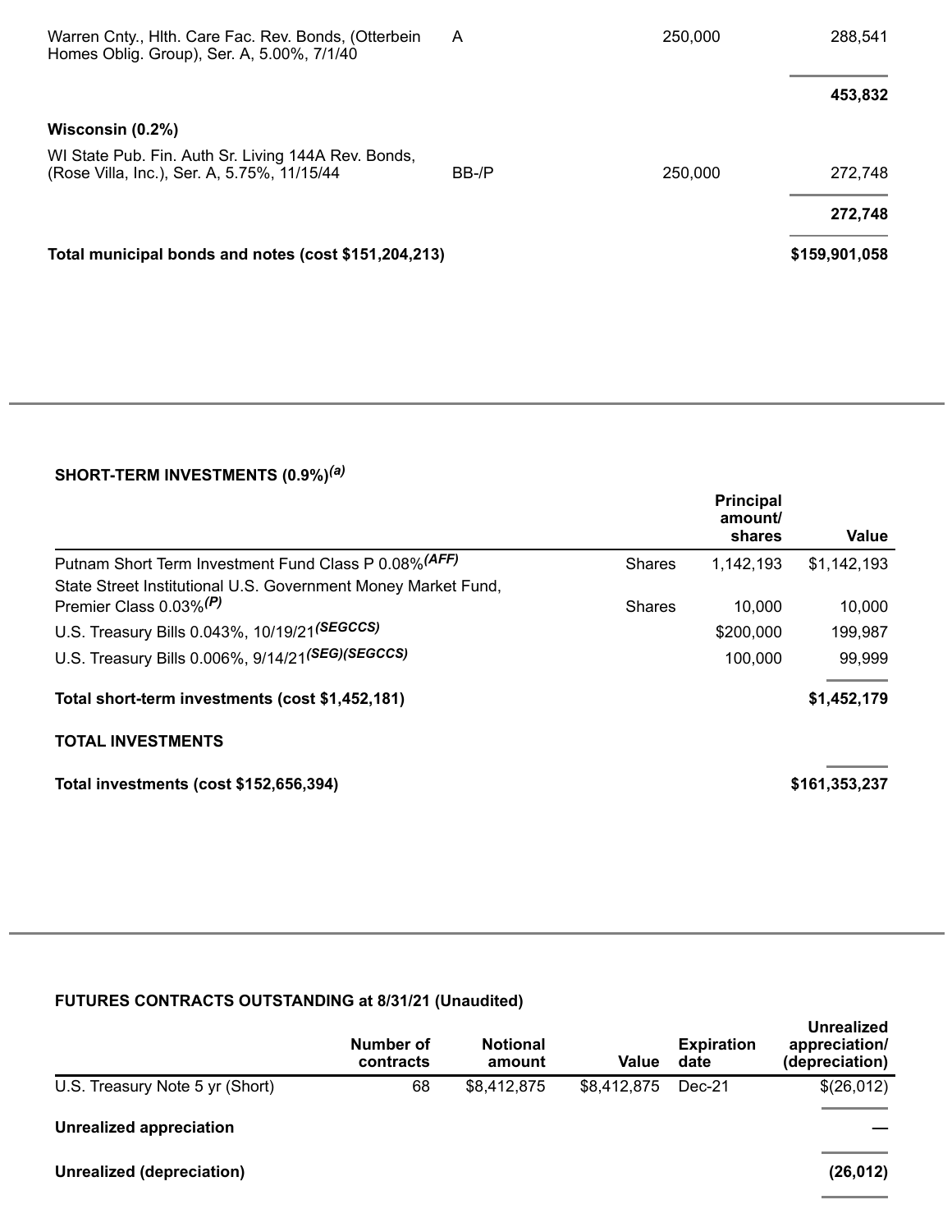| | | | |
|---|---|---|---|
| Warren Cnty., Hlth. Care Fac. Rev. Bonds, (Otterbein Homes Oblig. Group), Ser. A, 5.00%, 7/1/40 | A | 250,000 | 288,541 |
| | | | **453,832** |
| **Wisconsin (0.2%)** | | | |
| WI State Pub. Fin. Auth Sr. Living 144A Rev. Bonds, (Rose Villa, Inc.), Ser. A, 5.75%, 11/15/44 | BB-/P | 250,000 | 272,748 |
| | | | **272,748** |
| **Total municipal bonds and notes (cost $151,204,213)** | | | **$159,901,058** |

**SHORT-TERM INVESTMENTS (0.9%)*(a)***

| | | Principal amount/ shares | Value |
|---|---|---|---|
| Putnam Short Term Investment Fund Class P 0.08%*(AFF)* | Shares | 1,142,193 | $1,142,193 |
| State Street Institutional U.S. Government Money Market Fund, Premier Class 0.03%*(P)* | Shares | 10,000 | 10,000 |
| U.S. Treasury Bills 0.043%, 10/19/21*(SEGCCS)* | | $200,000 | 199,987 |
| U.S. Treasury Bills 0.006%, 9/14/21*(SEG)(SEGCCS)* | | 100,000 | 99,999 |
| **Total short-term investments (cost $1,452,181)** | | | **$1,452,179** |
| **TOTAL INVESTMENTS** | | | |
| **Total investments (cost $152,656,394)** | | | **$161,353,237** |

**FUTURES CONTRACTS OUTSTANDING at 8/31/21 (Unaudited)**

| | Number of contracts | Notional amount | Value | Expiration date | Unrealized appreciation/ (depreciation) |
|---|---|---|---|---|---|
| U.S. Treasury Note 5 yr (Short) | 68 | $8,412,875 | $8,412,875 | Dec-21 | $(26,012) |
| **Unrealized appreciation** | | | | | **—** |
| **Unrealized (depreciation)** | | | | | **(26,012)** |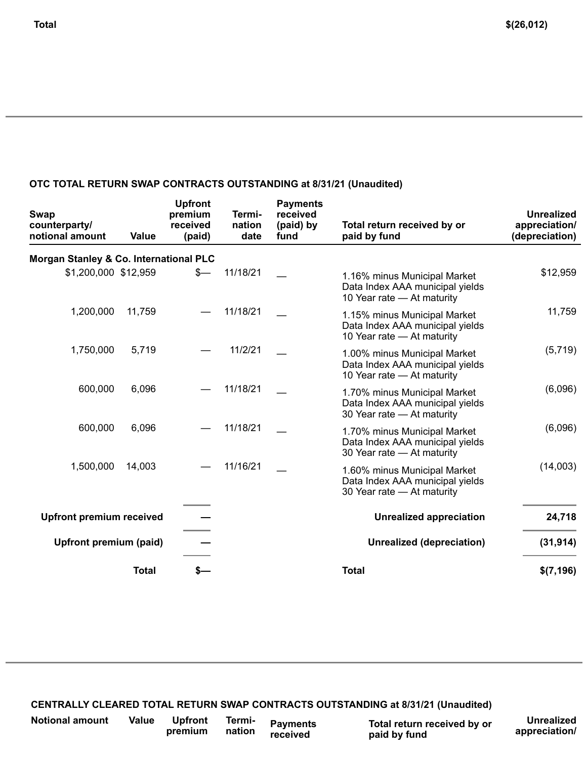| | |
|---|---|
| **Total** | **$(26,012)** |

**OTC TOTAL RETURN SWAP CONTRACTS OUTSTANDING at 8/31/21 (Unaudited)**

| Swap counterparty/ notional amount | Value | Upfront premium received (paid) | Termi- nation date | Payments received (paid) by fund | Total return received by or paid by fund | Unrealized appreciation/ (depreciation) |
|---|---|---|---|---|---|---|
| **Morgan Stanley & Co. International PLC** | | | | | | |
| $1,200,000 | $12,959 | $— | 11/18/21 | — | 1.16% minus Municipal Market Data Index AAA municipal yields 10 Year rate — At maturity | $12,959 |
| 1,200,000 | 11,759 | — | 11/18/21 | — | 1.15% minus Municipal Market Data Index AAA municipal yields 10 Year rate — At maturity | 11,759 |
| 1,750,000 | 5,719 | — | 11/2/21 | — | 1.00% minus Municipal Market Data Index AAA municipal yields 10 Year rate — At maturity | (5,719) |
| 600,000 | 6,096 | — | 11/18/21 | — | 1.70% minus Municipal Market Data Index AAA municipal yields 30 Year rate — At maturity | (6,096) |
| 600,000 | 6,096 | — | 11/18/21 | — | 1.70% minus Municipal Market Data Index AAA municipal yields 30 Year rate — At maturity | (6,096) |
| 1,500,000 | 14,003 | — | 11/16/21 | — | 1.60% minus Municipal Market Data Index AAA municipal yields 30 Year rate — At maturity | (14,003) |
| **Upfront premium received** | | **—** | | | **Unrealized appreciation** | **24,718** |
| **Upfront premium (paid)** | | **—** | | | **Unrealized (depreciation)** | **(31,914)** |
| | **Total** | **$—** | | | **Total** | **$(7,196)** |

**CENTRALLY CLEARED TOTAL RETURN SWAP CONTRACTS OUTSTANDING at 8/31/21 (Unaudited)**

| Notional amount | Value | Upfront premium | Termi- nation | Payments received | Total return received by or paid by fund | Unrealized appreciation/ |
|---|---|---|---|---|---|---|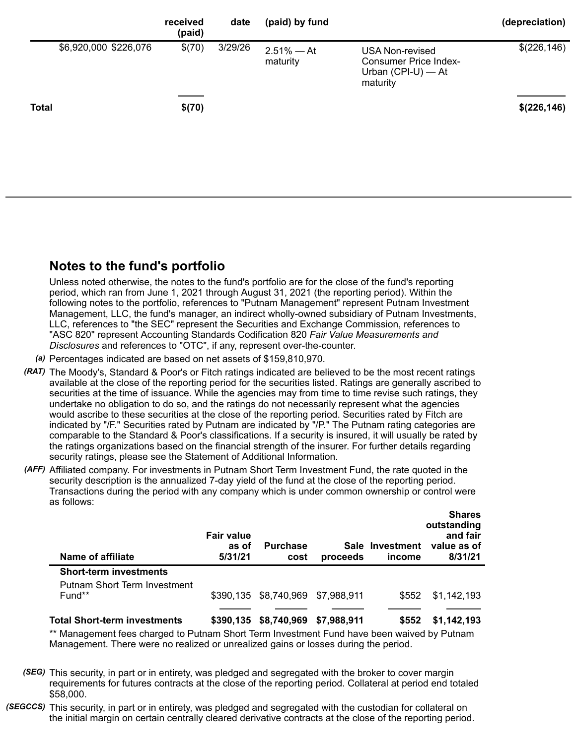| | | received (paid) | date | (paid) by fund | | (depreciation) |
|---|---|---|---|---|---|---|
| $6,920,000 | $226,076 | $(70) | 3/29/26 | 2.51% — At maturity | USA Non-revised Consumer Price Index-Urban (CPI-U) — At maturity | $(226,146) |
| **Total** | | **$(70)** | | | | **$(226,146)** |

## Notes to the fund's portfolio

Unless noted otherwise, the notes to the fund's portfolio are for the close of the fund's reporting period, which ran from June 1, 2021 through August 31, 2021 (the reporting period). Within the following notes to the portfolio, references to "Putnam Management" represent Putnam Investment Management, LLC, the fund's manager, an indirect wholly-owned subsidiary of Putnam Investments, LLC, references to "the SEC" represent the Securities and Exchange Commission, references to "ASC 820" represent Accounting Standards Codification 820 *Fair Value Measurements and Disclosures* and references to "OTC", if any, represent over-the-counter.

*(a)* Percentages indicated are based on net assets of $159,810,970.

*(RAT)* The Moody's, Standard & Poor's or Fitch ratings indicated are believed to be the most recent ratings available at the close of the reporting period for the securities listed. Ratings are generally ascribed to securities at the time of issuance. While the agencies may from time to time revise such ratings, they undertake no obligation to do so, and the ratings do not necessarily represent what the agencies would ascribe to these securities at the close of the reporting period. Securities rated by Fitch are indicated by "/F." Securities rated by Putnam are indicated by "/P." The Putnam rating categories are comparable to the Standard & Poor's classifications. If a security is insured, it will usually be rated by the ratings organizations based on the financial strength of the insurer. For further details regarding security ratings, please see the Statement of Additional Information.

*(AFF)* Affiliated company. For investments in Putnam Short Term Investment Fund, the rate quoted in the security description is the annualized 7-day yield of the fund at the close of the reporting period. Transactions during the period with any company which is under common ownership or control were as follows:

| Name of affiliate | Fair value as of 5/31/21 | Purchase cost | Sale proceeds | Investment income | Shares outstanding and fair value as of 8/31/21 |
|---|---|---|---|---|---|
| **Short-term investments** | | | | | |
| Putnam Short Term Investment Fund** | $390,135 | $8,740,969 | $7,988,911 | $552 | $1,142,193 |
| **Total Short-term investments** | **$390,135** | **$8,740,969** | **$7,988,911** | **$552** | **$1,142,193** |

** Management fees charged to Putnam Short Term Investment Fund have been waived by Putnam Management. There were no realized or unrealized gains or losses during the period.

*(SEG)* This security, in part or in entirety, was pledged and segregated with the broker to cover margin requirements for futures contracts at the close of the reporting period. Collateral at period end totaled $58,000.

*(SEGCCS)* This security, in part or in entirety, was pledged and segregated with the custodian for collateral on the initial margin on certain centrally cleared derivative contracts at the close of the reporting period.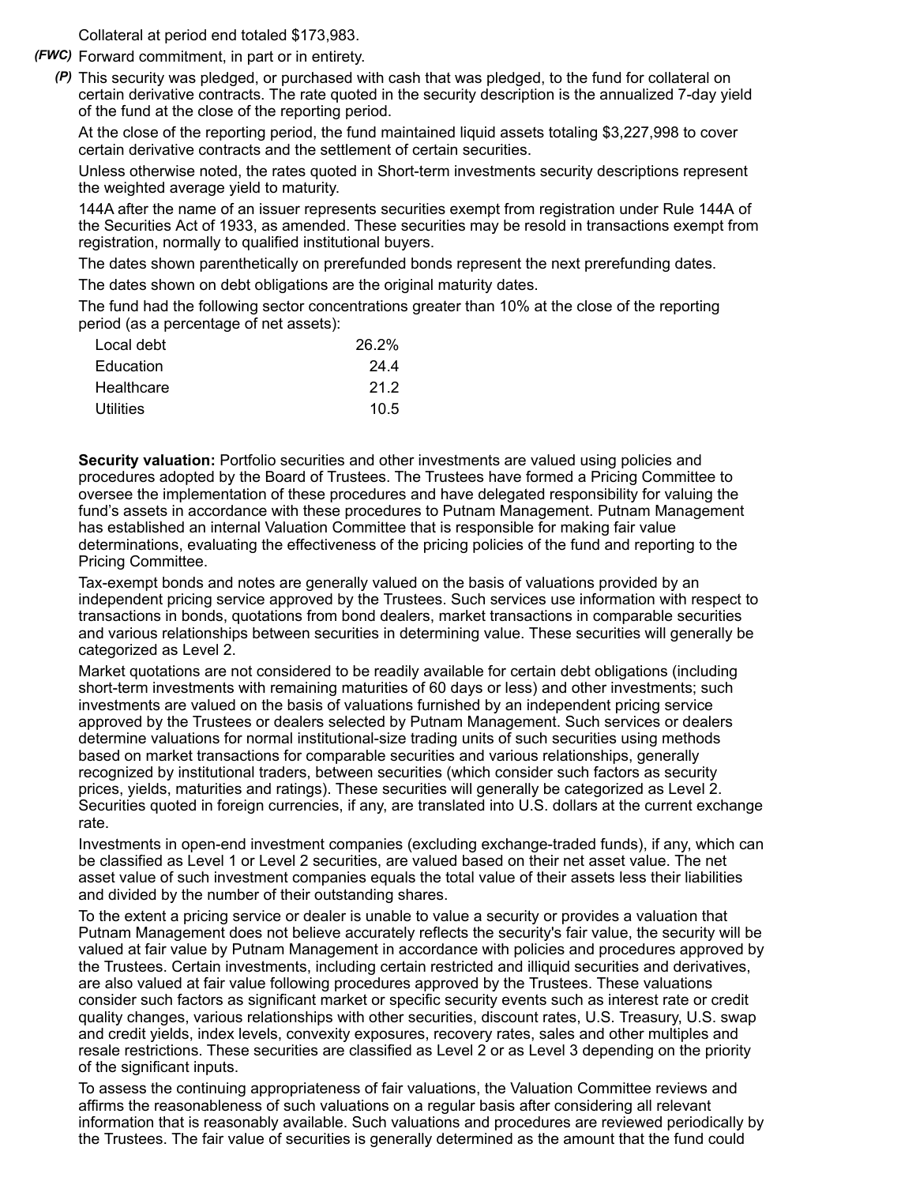Collateral at period end totaled $173,983.

*(FWC)* Forward commitment, in part or in entirety.

*(P)* This security was pledged, or purchased with cash that was pledged, to the fund for collateral on certain derivative contracts. The rate quoted in the security description is the annualized 7-day yield of the fund at the close of the reporting period.

At the close of the reporting period, the fund maintained liquid assets totaling $3,227,998 to cover certain derivative contracts and the settlement of certain securities.

Unless otherwise noted, the rates quoted in Short-term investments security descriptions represent the weighted average yield to maturity.

144A after the name of an issuer represents securities exempt from registration under Rule 144A of the Securities Act of 1933, as amended. These securities may be resold in transactions exempt from registration, normally to qualified institutional buyers.

The dates shown parenthetically on prerefunded bonds represent the next prerefunding dates.

The dates shown on debt obligations are the original maturity dates.

The fund had the following sector concentrations greater than 10% at the close of the reporting period (as a percentage of net assets):

| | |
|---|---|
| Local debt | 26.2% |
| Education | 24.4 |
| Healthcare | 21.2 |
| Utilities | 10.5 |

**Security valuation:** Portfolio securities and other investments are valued using policies and procedures adopted by the Board of Trustees. The Trustees have formed a Pricing Committee to oversee the implementation of these procedures and have delegated responsibility for valuing the fund's assets in accordance with these procedures to Putnam Management. Putnam Management has established an internal Valuation Committee that is responsible for making fair value determinations, evaluating the effectiveness of the pricing policies of the fund and reporting to the Pricing Committee.

Tax-exempt bonds and notes are generally valued on the basis of valuations provided by an independent pricing service approved by the Trustees. Such services use information with respect to transactions in bonds, quotations from bond dealers, market transactions in comparable securities and various relationships between securities in determining value. These securities will generally be categorized as Level 2.

Market quotations are not considered to be readily available for certain debt obligations (including short-term investments with remaining maturities of 60 days or less) and other investments; such investments are valued on the basis of valuations furnished by an independent pricing service approved by the Trustees or dealers selected by Putnam Management. Such services or dealers determine valuations for normal institutional-size trading units of such securities using methods based on market transactions for comparable securities and various relationships, generally recognized by institutional traders, between securities (which consider such factors as security prices, yields, maturities and ratings). These securities will generally be categorized as Level 2. Securities quoted in foreign currencies, if any, are translated into U.S. dollars at the current exchange rate.

Investments in open-end investment companies (excluding exchange-traded funds), if any, which can be classified as Level 1 or Level 2 securities, are valued based on their net asset value. The net asset value of such investment companies equals the total value of their assets less their liabilities and divided by the number of their outstanding shares.

To the extent a pricing service or dealer is unable to value a security or provides a valuation that Putnam Management does not believe accurately reflects the security's fair value, the security will be valued at fair value by Putnam Management in accordance with policies and procedures approved by the Trustees. Certain investments, including certain restricted and illiquid securities and derivatives, are also valued at fair value following procedures approved by the Trustees. These valuations consider such factors as significant market or specific security events such as interest rate or credit quality changes, various relationships with other securities, discount rates, U.S. Treasury, U.S. swap and credit yields, index levels, convexity exposures, recovery rates, sales and other multiples and resale restrictions. These securities are classified as Level 2 or as Level 3 depending on the priority of the significant inputs.

To assess the continuing appropriateness of fair valuations, the Valuation Committee reviews and affirms the reasonableness of such valuations on a regular basis after considering all relevant information that is reasonably available. Such valuations and procedures are reviewed periodically by the Trustees. The fair value of securities is generally determined as the amount that the fund could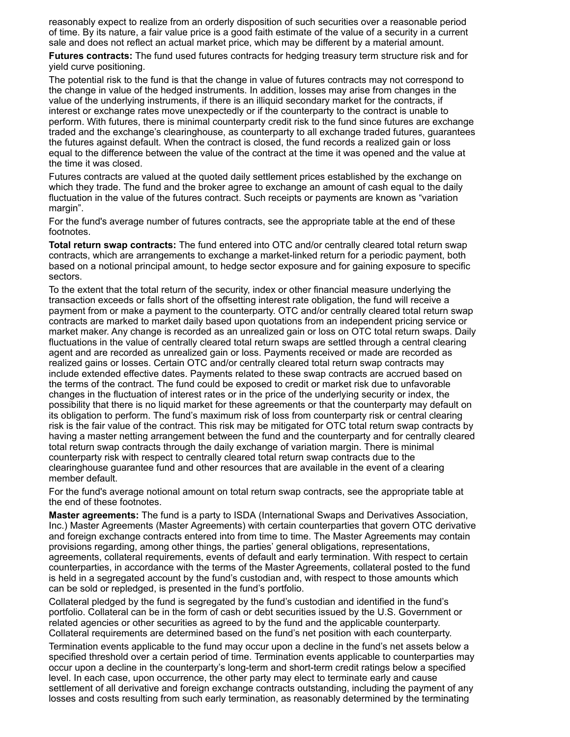reasonably expect to realize from an orderly disposition of such securities over a reasonable period of time. By its nature, a fair value price is a good faith estimate of the value of a security in a current sale and does not reflect an actual market price, which may be different by a material amount.

**Futures contracts:** The fund used futures contracts for hedging treasury term structure risk and for yield curve positioning.

The potential risk to the fund is that the change in value of futures contracts may not correspond to the change in value of the hedged instruments. In addition, losses may arise from changes in the value of the underlying instruments, if there is an illiquid secondary market for the contracts, if interest or exchange rates move unexpectedly or if the counterparty to the contract is unable to perform. With futures, there is minimal counterparty credit risk to the fund since futures are exchange traded and the exchange's clearinghouse, as counterparty to all exchange traded futures, guarantees the futures against default. When the contract is closed, the fund records a realized gain or loss equal to the difference between the value of the contract at the time it was opened and the value at the time it was closed.

Futures contracts are valued at the quoted daily settlement prices established by the exchange on which they trade. The fund and the broker agree to exchange an amount of cash equal to the daily fluctuation in the value of the futures contract. Such receipts or payments are known as "variation margin".

For the fund's average number of futures contracts, see the appropriate table at the end of these footnotes.

**Total return swap contracts:** The fund entered into OTC and/or centrally cleared total return swap contracts, which are arrangements to exchange a market-linked return for a periodic payment, both based on a notional principal amount, to hedge sector exposure and for gaining exposure to specific sectors.

To the extent that the total return of the security, index or other financial measure underlying the transaction exceeds or falls short of the offsetting interest rate obligation, the fund will receive a payment from or make a payment to the counterparty. OTC and/or centrally cleared total return swap contracts are marked to market daily based upon quotations from an independent pricing service or market maker. Any change is recorded as an unrealized gain or loss on OTC total return swaps. Daily fluctuations in the value of centrally cleared total return swaps are settled through a central clearing agent and are recorded as unrealized gain or loss. Payments received or made are recorded as realized gains or losses. Certain OTC and/or centrally cleared total return swap contracts may include extended effective dates. Payments related to these swap contracts are accrued based on the terms of the contract. The fund could be exposed to credit or market risk due to unfavorable changes in the fluctuation of interest rates or in the price of the underlying security or index, the possibility that there is no liquid market for these agreements or that the counterparty may default on its obligation to perform. The fund's maximum risk of loss from counterparty risk or central clearing risk is the fair value of the contract. This risk may be mitigated for OTC total return swap contracts by having a master netting arrangement between the fund and the counterparty and for centrally cleared total return swap contracts through the daily exchange of variation margin. There is minimal counterparty risk with respect to centrally cleared total return swap contracts due to the clearinghouse guarantee fund and other resources that are available in the event of a clearing member default.

For the fund's average notional amount on total return swap contracts, see the appropriate table at the end of these footnotes.

**Master agreements:** The fund is a party to ISDA (International Swaps and Derivatives Association, Inc.) Master Agreements (Master Agreements) with certain counterparties that govern OTC derivative and foreign exchange contracts entered into from time to time. The Master Agreements may contain provisions regarding, among other things, the parties' general obligations, representations, agreements, collateral requirements, events of default and early termination. With respect to certain counterparties, in accordance with the terms of the Master Agreements, collateral posted to the fund is held in a segregated account by the fund's custodian and, with respect to those amounts which can be sold or repledged, is presented in the fund's portfolio.

Collateral pledged by the fund is segregated by the fund's custodian and identified in the fund's portfolio. Collateral can be in the form of cash or debt securities issued by the U.S. Government or related agencies or other securities as agreed to by the fund and the applicable counterparty. Collateral requirements are determined based on the fund's net position with each counterparty.

Termination events applicable to the fund may occur upon a decline in the fund's net assets below a specified threshold over a certain period of time. Termination events applicable to counterparties may occur upon a decline in the counterparty's long-term and short-term credit ratings below a specified level. In each case, upon occurrence, the other party may elect to terminate early and cause settlement of all derivative and foreign exchange contracts outstanding, including the payment of any losses and costs resulting from such early termination, as reasonably determined by the terminating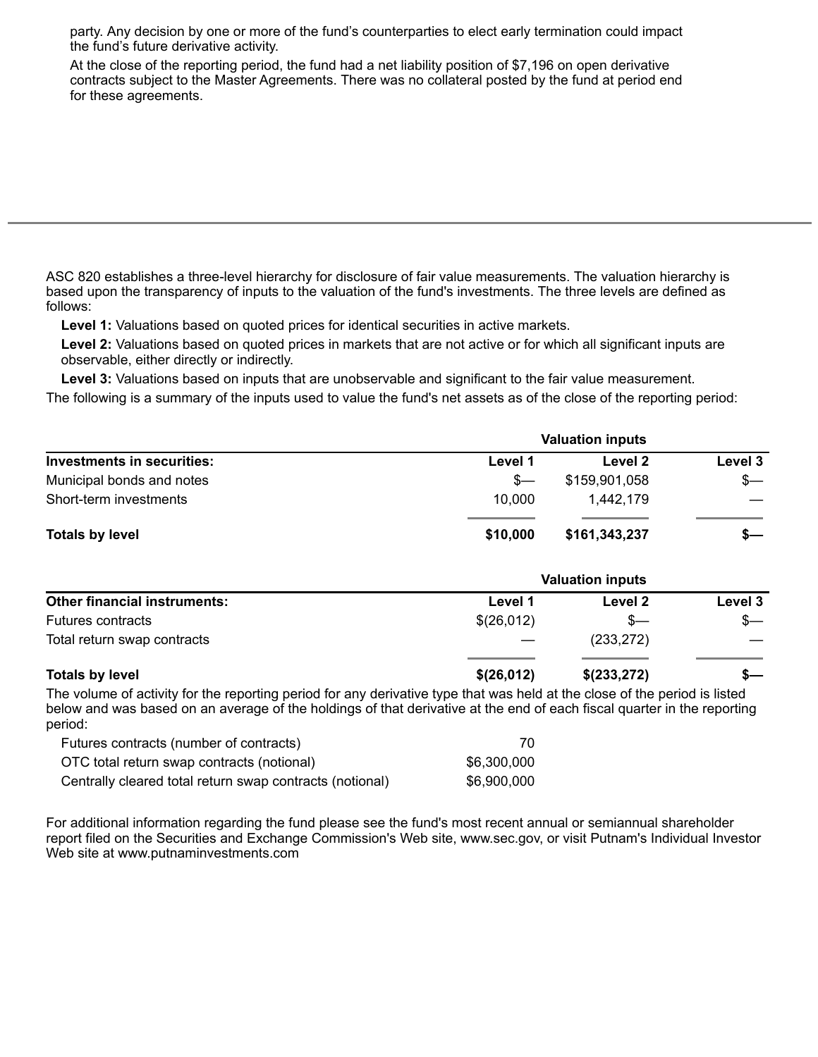party. Any decision by one or more of the fund's counterparties to elect early termination could impact the fund's future derivative activity.

At the close of the reporting period, the fund had a net liability position of $7,196 on open derivative contracts subject to the Master Agreements. There was no collateral posted by the fund at period end for these agreements.

---

ASC 820 establishes a three-level hierarchy for disclosure of fair value measurements. The valuation hierarchy is based upon the transparency of inputs to the valuation of the fund's investments. The three levels are defined as follows:

**Level 1:** Valuations based on quoted prices for identical securities in active markets.

**Level 2:** Valuations based on quoted prices in markets that are not active or for which all significant inputs are observable, either directly or indirectly.

**Level 3:** Valuations based on inputs that are unobservable and significant to the fair value measurement.

The following is a summary of the inputs used to value the fund's net assets as of the close of the reporting period:

| | Valuation inputs | | |
|---|---|---|---|
| **Investments in securities:** | **Level 1** | **Level 2** | **Level 3** |
| Municipal bonds and notes | $— | $159,901,058 | $— |
| Short-term investments | 10,000 | 1,442,179 | — |
| **Totals by level** | **$10,000** | **$161,343,237** | **$—** |

| | Valuation inputs | | |
|---|---|---|---|
| **Other financial instruments:** | **Level 1** | **Level 2** | **Level 3** |
| Futures contracts | $(26,012) | $— | $— |
| Total return swap contracts | — | (233,272) | — |
| **Totals by level** | **$(26,012)** | **$(233,272)** | **$—** |

The volume of activity for the reporting period for any derivative type that was held at the close of the period is listed below and was based on an average of the holdings of that derivative at the end of each fiscal quarter in the reporting period:

| | |
|---|---|
| Futures contracts (number of contracts) | 70 |
| OTC total return swap contracts (notional) | $6,300,000 |
| Centrally cleared total return swap contracts (notional) | $6,900,000 |

For additional information regarding the fund please see the fund's most recent annual or semiannual shareholder report filed on the Securities and Exchange Commission's Web site, www.sec.gov, or visit Putnam's Individual Investor Web site at www.putnaminvestments.com